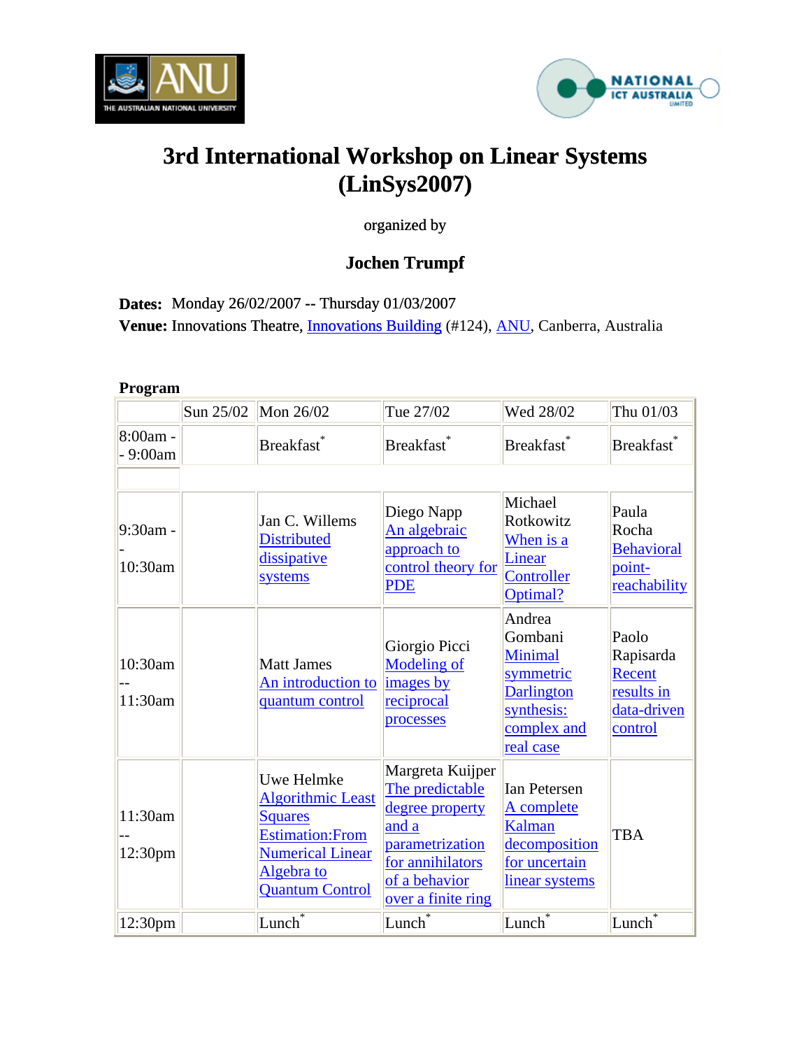# 3rd International Workshop on Linear Systems (LinSys2007)

organized by

### Jochen Trumpf

**Dates:** Monday 26/02/2007 -- Thursday 01/03/2007
**Venue:** Innovations Theatre, Innovations Building (#124), ANU, Canberra, Australia

**Program**

| | Sun 25/02 | Mon 26/02 | Tue 27/02 | Wed 28/02 | Thu 01/03 |
|---|---|---|---|---|---|
| 8:00am -- 9:00am | | Breakfast* | Breakfast* | Breakfast* | Breakfast* |
| | | | | | |
| 9:30am -- 10:30am | | Jan C. Willems Distributed dissipative systems | Diego Napp An algebraic approach to control theory for PDE | Michael Rotkowitz When is a Linear Controller Optimal? | Paula Rocha Behavioral point-reachability |
| 10:30am -- 11:30am | | Matt James An introduction to quantum control | Giorgio Picci Modeling of images by reciprocal processes | Andrea Gombani Minimal symmetric Darlington synthesis: complex and real case | Paolo Rapisarda Recent results in data-driven control |
| 11:30am -- 12:30pm | | Uwe Helmke Algorithmic Least Squares Estimation:From Numerical Linear Algebra to Quantum Control | Margreta Kuijper The predictable degree property and a parametrization for annihilators of a behavior over a finite ring | Ian Petersen A complete Kalman decomposition for uncertain linear systems | TBA |
| 12:30pm | | Lunch* | Lunch* | Lunch* | Lunch* |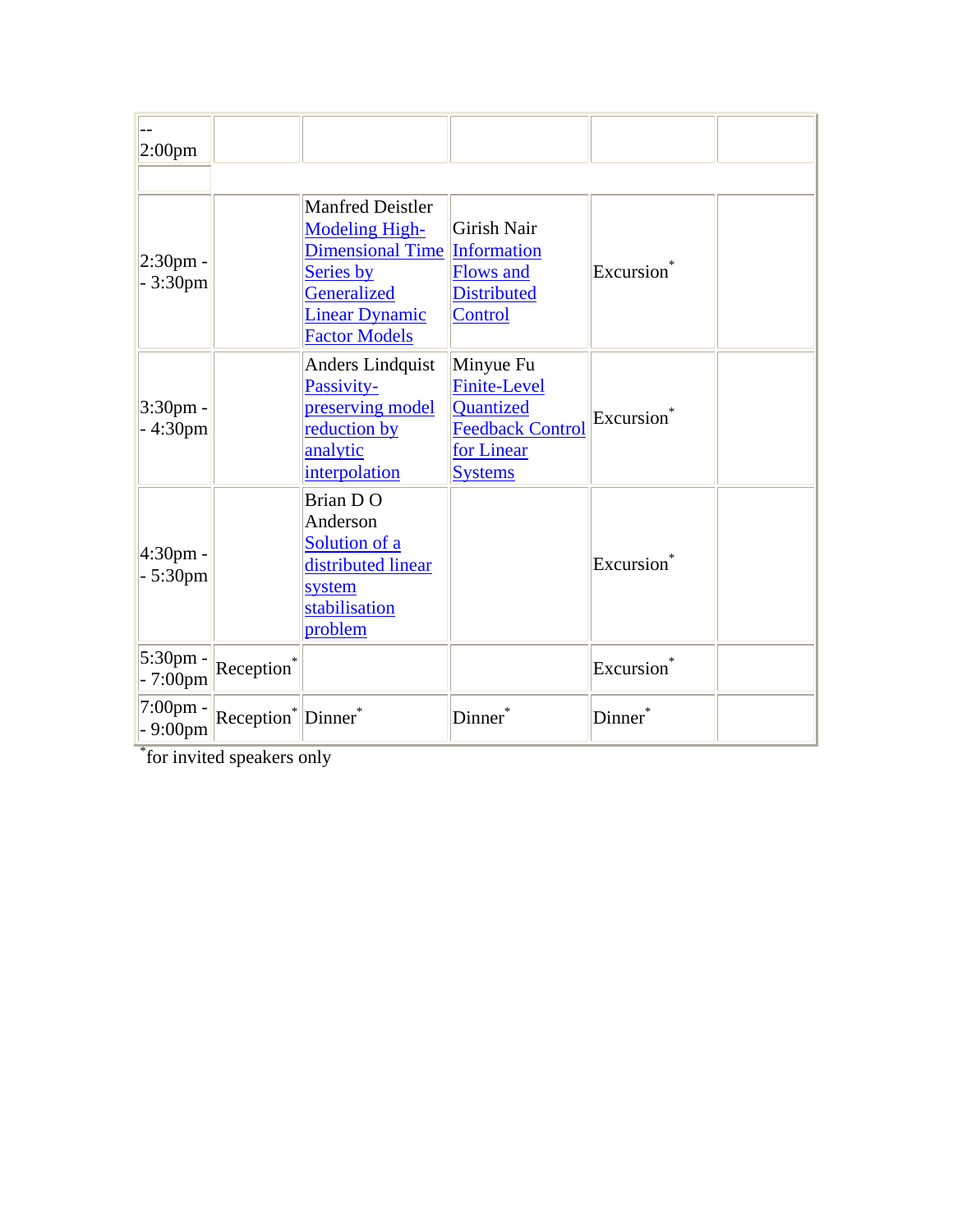| | | | | | |
|---|---|---|---|---|---|
| -- 2:00pm | | | | | |
| | | | | | |
| 2:30pm -- 3:30pm | | Manfred Deistler Modeling High-Dimensional Time Series by Generalized Linear Dynamic Factor Models | Girish Nair Information Flows and Distributed Control | Excursion* | |
| 3:30pm -- 4:30pm | | Anders Lindquist Passivity-preserving model reduction by analytic interpolation | Minyue Fu Finite-Level Quantized Feedback Control for Linear Systems | Excursion* | |
| 4:30pm -- 5:30pm | | Brian D O Anderson Solution of a distributed linear system stabilisation problem | | Excursion* | |
| 5:30pm -- 7:00pm | Reception* | | | Excursion* | |
| 7:00pm -- 9:00pm | Reception* | Dinner* | Dinner* | Dinner* | |

*for invited speakers only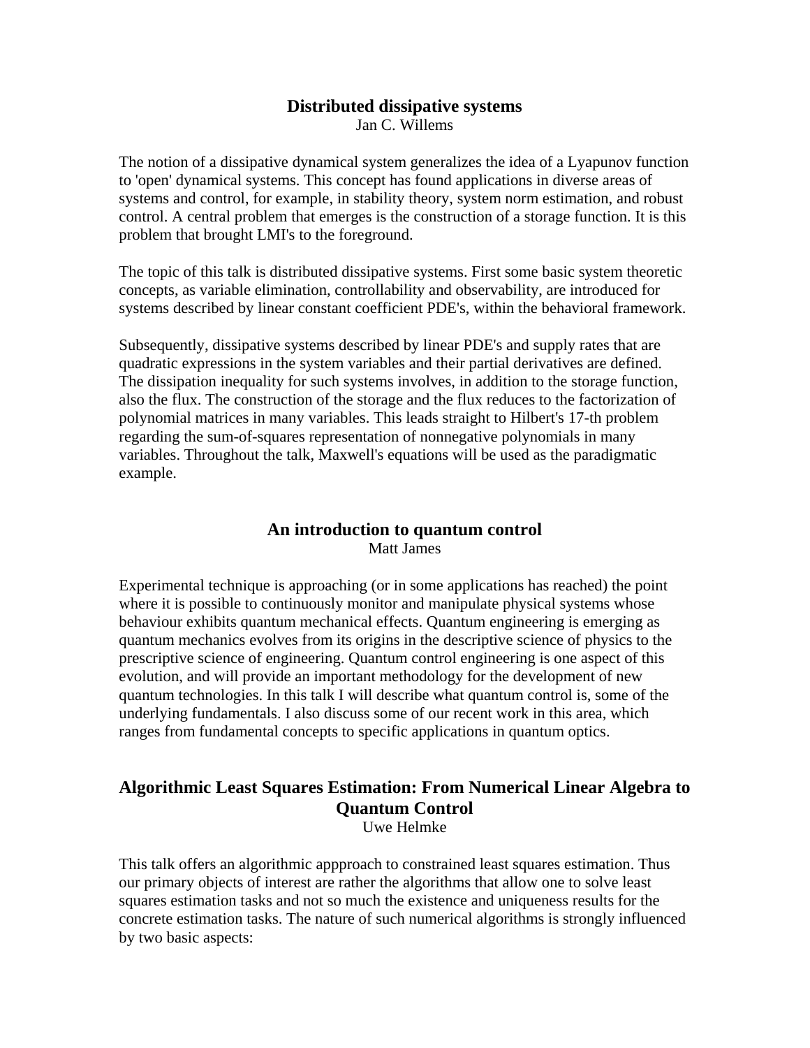## Distributed dissipative systems

Jan C. Willems

The notion of a dissipative dynamical system generalizes the idea of a Lyapunov function to 'open' dynamical systems. This concept has found applications in diverse areas of systems and control, for example, in stability theory, system norm estimation, and robust control. A central problem that emerges is the construction of a storage function. It is this problem that brought LMI's to the foreground.

The topic of this talk is distributed dissipative systems. First some basic system theoretic concepts, as variable elimination, controllability and observability, are introduced for systems described by linear constant coefficient PDE's, within the behavioral framework.

Subsequently, dissipative systems described by linear PDE's and supply rates that are quadratic expressions in the system variables and their partial derivatives are defined. The dissipation inequality for such systems involves, in addition to the storage function, also the flux. The construction of the storage and the flux reduces to the factorization of polynomial matrices in many variables. This leads straight to Hilbert's 17-th problem regarding the sum-of-squares representation of nonnegative polynomials in many variables. Throughout the talk, Maxwell's equations will be used as the paradigmatic example.

## An introduction to quantum control

Matt James

Experimental technique is approaching (or in some applications has reached) the point where it is possible to continuously monitor and manipulate physical systems whose behaviour exhibits quantum mechanical effects. Quantum engineering is emerging as quantum mechanics evolves from its origins in the descriptive science of physics to the prescriptive science of engineering. Quantum control engineering is one aspect of this evolution, and will provide an important methodology for the development of new quantum technologies. In this talk I will describe what quantum control is, some of the underlying fundamentals. I also discuss some of our recent work in this area, which ranges from fundamental concepts to specific applications in quantum optics.

## Algorithmic Least Squares Estimation: From Numerical Linear Algebra to Quantum Control

Uwe Helmke

This talk offers an algorithmic appproach to constrained least squares estimation. Thus our primary objects of interest are rather the algorithms that allow one to solve least squares estimation tasks and not so much the existence and uniqueness results for the concrete estimation tasks. The nature of such numerical algorithms is strongly influenced by two basic aspects: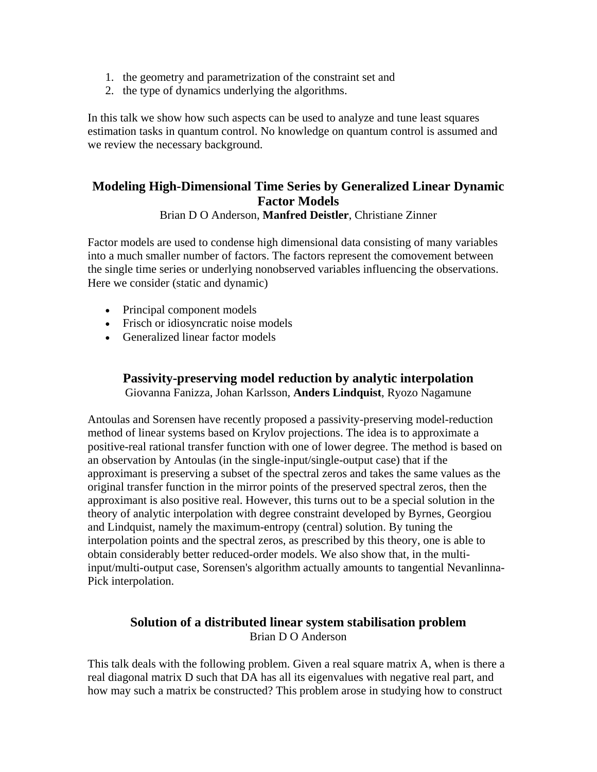1. the geometry and parametrization of the constraint set and
2. the type of dynamics underlying the algorithms.

In this talk we show how such aspects can be used to analyze and tune least squares estimation tasks in quantum control. No knowledge on quantum control is assumed and we review the necessary background.

### Modeling High-Dimensional Time Series by Generalized Linear Dynamic Factor Models

Brian D O Anderson, **Manfred Deistler**, Christiane Zinner

Factor models are used to condense high dimensional data consisting of many variables into a much smaller number of factors. The factors represent the comovement between the single time series or underlying nonobserved variables influencing the observations. Here we consider (static and dynamic)

- Principal component models
- Frisch or idiosyncratic noise models
- Generalized linear factor models

### Passivity-preserving model reduction by analytic interpolation

Giovanna Fanizza, Johan Karlsson, **Anders Lindquist**, Ryozo Nagamune

Antoulas and Sorensen have recently proposed a passivity-preserving model-reduction method of linear systems based on Krylov projections. The idea is to approximate a positive-real rational transfer function with one of lower degree. The method is based on an observation by Antoulas (in the single-input/single-output case) that if the approximant is preserving a subset of the spectral zeros and takes the same values as the original transfer function in the mirror points of the preserved spectral zeros, then the approximant is also positive real. However, this turns out to be a special solution in the theory of analytic interpolation with degree constraint developed by Byrnes, Georgiou and Lindquist, namely the maximum-entropy (central) solution. By tuning the interpolation points and the spectral zeros, as prescribed by this theory, one is able to obtain considerably better reduced-order models. We also show that, in the multi-input/multi-output case, Sorensen's algorithm actually amounts to tangential Nevanlinna-Pick interpolation.

### Solution of a distributed linear system stabilisation problem

Brian D O Anderson

This talk deals with the following problem. Given a real square matrix A, when is there a real diagonal matrix D such that DA has all its eigenvalues with negative real part, and how may such a matrix be constructed? This problem arose in studying how to construct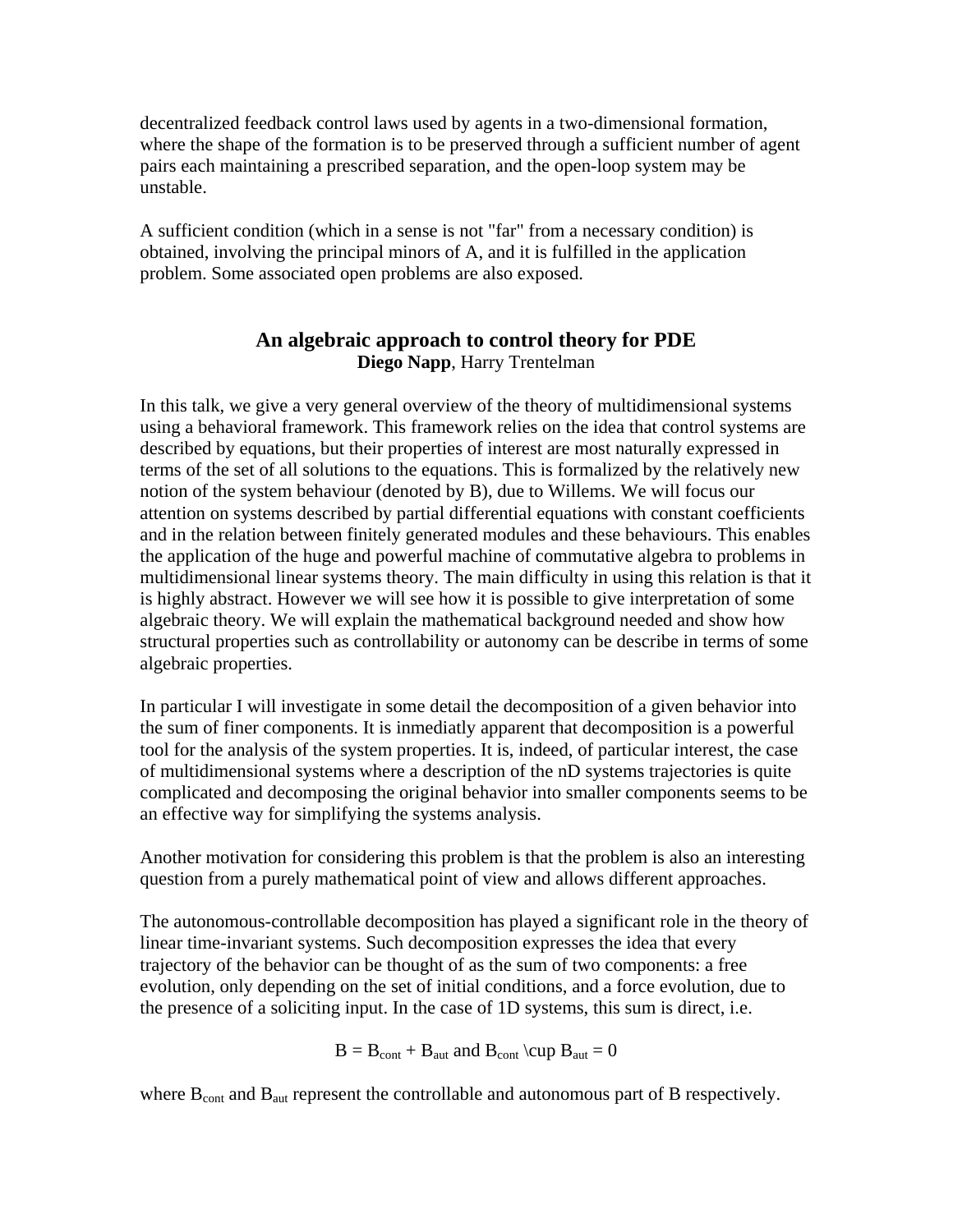decentralized feedback control laws used by agents in a two-dimensional formation, where the shape of the formation is to be preserved through a sufficient number of agent pairs each maintaining a prescribed separation, and the open-loop system may be unstable.

A sufficient condition (which in a sense is not "far" from a necessary condition) is obtained, involving the principal minors of A, and it is fulfilled in the application problem. Some associated open problems are also exposed.

### An algebraic approach to control theory for PDE

**Diego Napp**, Harry Trentelman

In this talk, we give a very general overview of the theory of multidimensional systems using a behavioral framework. This framework relies on the idea that control systems are described by equations, but their properties of interest are most naturally expressed in terms of the set of all solutions to the equations. This is formalized by the relatively new notion of the system behaviour (denoted by B), due to Willems. We will focus our attention on systems described by partial differential equations with constant coefficients and in the relation between finitely generated modules and these behaviours. This enables the application of the huge and powerful machine of commutative algebra to problems in multidimensional linear systems theory. The main difficulty in using this relation is that it is highly abstract. However we will see how it is possible to give interpretation of some algebraic theory. We will explain the mathematical background needed and show how structural properties such as controllability or autonomy can be describe in terms of some algebraic properties.

In particular I will investigate in some detail the decomposition of a given behavior into the sum of finer components. It is inmediatly apparent that decomposition is a powerful tool for the analysis of the system properties. It is, indeed, of particular interest, the case of multidimensional systems where a description of the nD systems trajectories is quite complicated and decomposing the original behavior into smaller components seems to be an effective way for simplifying the systems analysis.

Another motivation for considering this problem is that the problem is also an interesting question from a purely mathematical point of view and allows different approaches.

The autonomous-controllable decomposition has played a significant role in the theory of linear time-invariant systems. Such decomposition expresses the idea that every trajectory of the behavior can be thought of as the sum of two components: a free evolution, only depending on the set of initial conditions, and a force evolution, due to the presence of a soliciting input. In the case of 1D systems, this sum is direct, i.e.

$$B = B_{cont} + B_{aut} \text{ and } B_{cont} \cup B_{aut} = 0$$

where $B_{cont}$ and $B_{aut}$ represent the controllable and autonomous part of B respectively.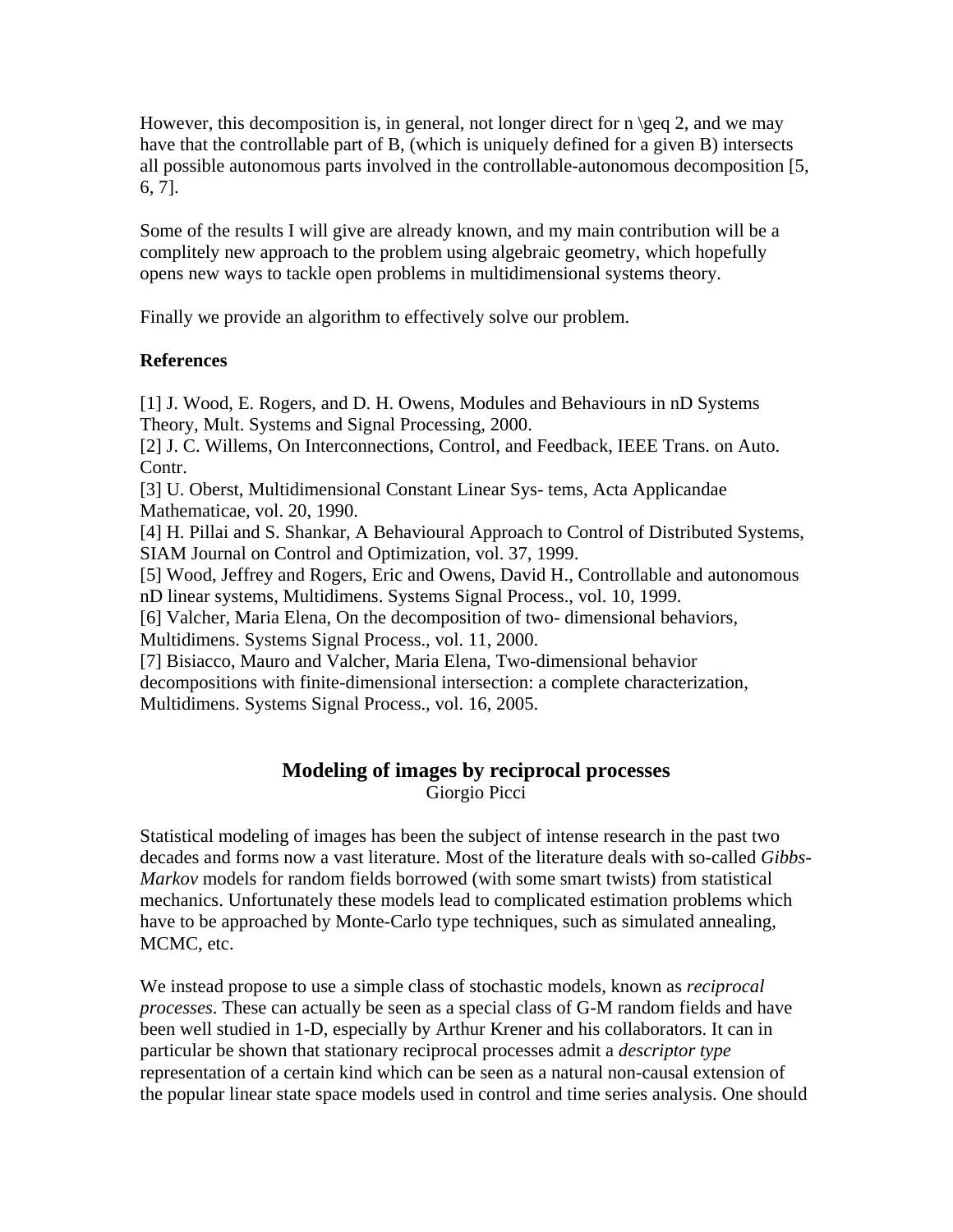However, this decomposition is, in general, not longer direct for n \geq 2, and we may have that the controllable part of B, (which is uniquely defined for a given B) intersects all possible autonomous parts involved in the controllable-autonomous decomposition [5, 6, 7].

Some of the results I will give are already known, and my main contribution will be a complitely new approach to the problem using algebraic geometry, which hopefully opens new ways to tackle open problems in multidimensional systems theory.

Finally we provide an algorithm to effectively solve our problem.

**References**

[1] J. Wood, E. Rogers, and D. H. Owens, Modules and Behaviours in nD Systems Theory, Mult. Systems and Signal Processing, 2000.
[2] J. C. Willems, On Interconnections, Control, and Feedback, IEEE Trans. on Auto. Contr.
[3] U. Oberst, Multidimensional Constant Linear Sys- tems, Acta Applicandae Mathematicae, vol. 20, 1990.
[4] H. Pillai and S. Shankar, A Behavioural Approach to Control of Distributed Systems, SIAM Journal on Control and Optimization, vol. 37, 1999.
[5] Wood, Jeffrey and Rogers, Eric and Owens, David H., Controllable and autonomous nD linear systems, Multidimens. Systems Signal Process., vol. 10, 1999.
[6] Valcher, Maria Elena, On the decomposition of two- dimensional behaviors, Multidimens. Systems Signal Process., vol. 11, 2000.
[7] Bisiacco, Mauro and Valcher, Maria Elena, Two-dimensional behavior decompositions with finite-dimensional intersection: a complete characterization, Multidimens. Systems Signal Process., vol. 16, 2005.

## Modeling of images by reciprocal processes

Giorgio Picci

Statistical modeling of images has been the subject of intense research in the past two decades and forms now a vast literature. Most of the literature deals with so-called *Gibbs-Markov* models for random fields borrowed (with some smart twists) from statistical mechanics. Unfortunately these models lead to complicated estimation problems which have to be approached by Monte-Carlo type techniques, such as simulated annealing, MCMC, etc.

We instead propose to use a simple class of stochastic models, known as *reciprocal processes*. These can actually be seen as a special class of G-M random fields and have been well studied in 1-D, especially by Arthur Krener and his collaborators. It can in particular be shown that stationary reciprocal processes admit a *descriptor type* representation of a certain kind which can be seen as a natural non-causal extension of the popular linear state space models used in control and time series analysis. One should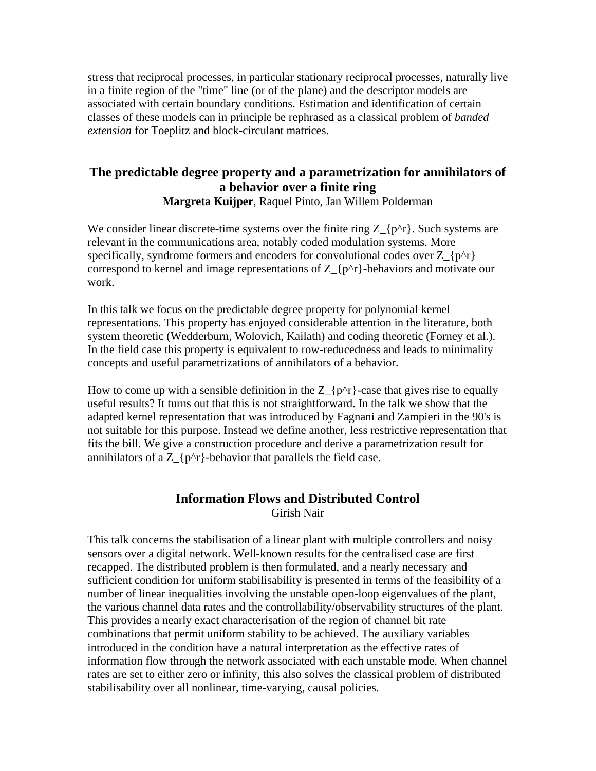stress that reciprocal processes, in particular stationary reciprocal processes, naturally live in a finite region of the "time" line (or of the plane) and the descriptor models are associated with certain boundary conditions. Estimation and identification of certain classes of these models can in principle be rephrased as a classical problem of *banded extension* for Toeplitz and block-circulant matrices.

## The predictable degree property and a parametrization for annihilators of a behavior over a finite ring

**Margreta Kuijper**, Raquel Pinto, Jan Willem Polderman

We consider linear discrete-time systems over the finite ring $Z_{p^r}$. Such systems are relevant in the communications area, notably coded modulation systems. More specifically, syndrome formers and encoders for convolutional codes over $Z_{p^r}$ correspond to kernel and image representations of $Z_{p^r}$-behaviors and motivate our work.

In this talk we focus on the predictable degree property for polynomial kernel representations. This property has enjoyed considerable attention in the literature, both system theoretic (Wedderburn, Wolovich, Kailath) and coding theoretic (Forney et al.). In the field case this property is equivalent to row-reducedness and leads to minimality concepts and useful parametrizations of annihilators of a behavior.

How to come up with a sensible definition in the $Z_{p^r}$-case that gives rise to equally useful results? It turns out that this is not straightforward. In the talk we show that the adapted kernel representation that was introduced by Fagnani and Zampieri in the 90's is not suitable for this purpose. Instead we define another, less restrictive representation that fits the bill. We give a construction procedure and derive a parametrization result for annihilators of a $Z_{p^r}$-behavior that parallels the field case.

## Information Flows and Distributed Control

Girish Nair

This talk concerns the stabilisation of a linear plant with multiple controllers and noisy sensors over a digital network. Well-known results for the centralised case are first recapped. The distributed problem is then formulated, and a nearly necessary and sufficient condition for uniform stabilisability is presented in terms of the feasibility of a number of linear inequalities involving the unstable open-loop eigenvalues of the plant, the various channel data rates and the controllability/observability structures of the plant. This provides a nearly exact characterisation of the region of channel bit rate combinations that permit uniform stability to be achieved. The auxiliary variables introduced in the condition have a natural interpretation as the effective rates of information flow through the network associated with each unstable mode. When channel rates are set to either zero or infinity, this also solves the classical problem of distributed stabilisability over all nonlinear, time-varying, causal policies.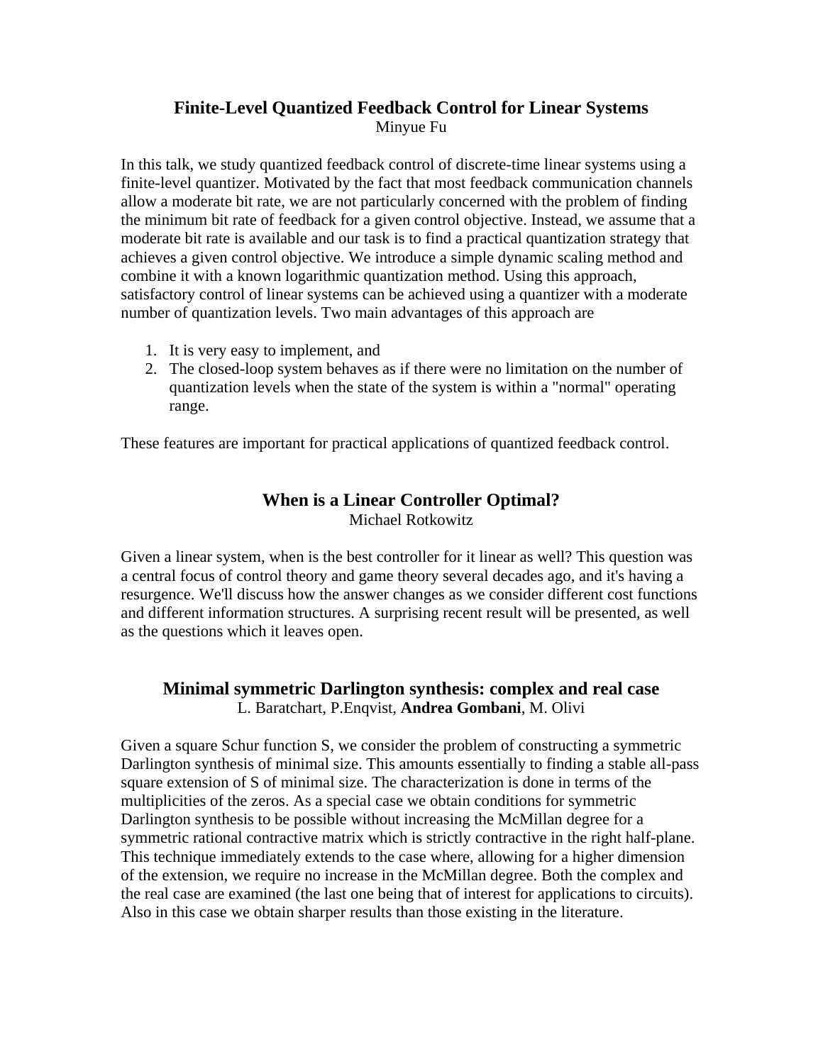## Finite-Level Quantized Feedback Control for Linear Systems

Minyue Fu

In this talk, we study quantized feedback control of discrete-time linear systems using a finite-level quantizer. Motivated by the fact that most feedback communication channels allow a moderate bit rate, we are not particularly concerned with the problem of finding the minimum bit rate of feedback for a given control objective. Instead, we assume that a moderate bit rate is available and our task is to find a practical quantization strategy that achieves a given control objective. We introduce a simple dynamic scaling method and combine it with a known logarithmic quantization method. Using this approach, satisfactory control of linear systems can be achieved using a quantizer with a moderate number of quantization levels. Two main advantages of this approach are

1. It is very easy to implement, and
2. The closed-loop system behaves as if there were no limitation on the number of quantization levels when the state of the system is within a "normal" operating range.

These features are important for practical applications of quantized feedback control.

## When is a Linear Controller Optimal?

Michael Rotkowitz

Given a linear system, when is the best controller for it linear as well? This question was a central focus of control theory and game theory several decades ago, and it's having a resurgence. We'll discuss how the answer changes as we consider different cost functions and different information structures. A surprising recent result will be presented, as well as the questions which it leaves open.

## Minimal symmetric Darlington synthesis: complex and real case

L. Baratchart, P.Enqvist, **Andrea Gombani**, M. Olivi

Given a square Schur function S, we consider the problem of constructing a symmetric Darlington synthesis of minimal size. This amounts essentially to finding a stable all-pass square extension of S of minimal size. The characterization is done in terms of the multiplicities of the zeros. As a special case we obtain conditions for symmetric Darlington synthesis to be possible without increasing the McMillan degree for a symmetric rational contractive matrix which is strictly contractive in the right half-plane. This technique immediately extends to the case where, allowing for a higher dimension of the extension, we require no increase in the McMillan degree. Both the complex and the real case are examined (the last one being that of interest for applications to circuits). Also in this case we obtain sharper results than those existing in the literature.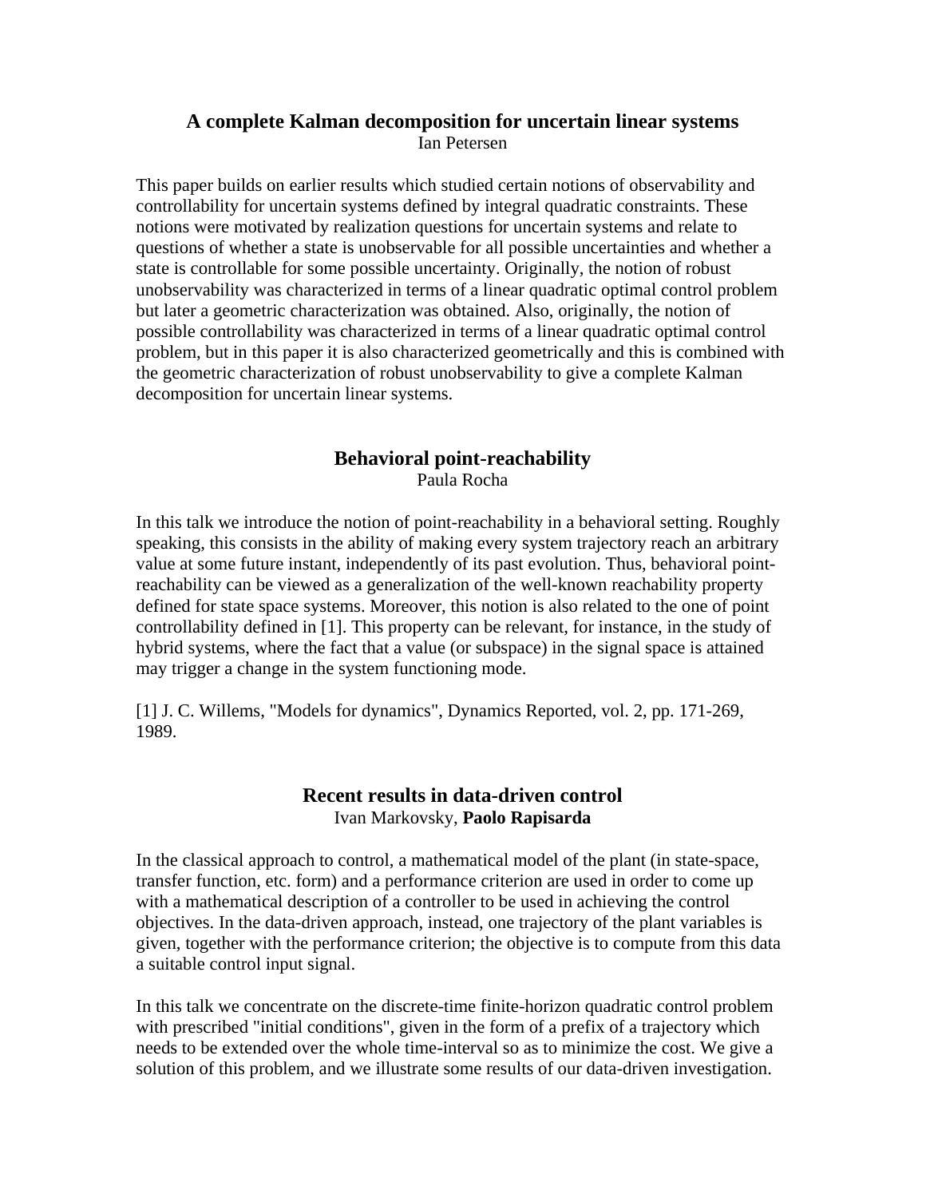### A complete Kalman decomposition for uncertain linear systems

Ian Petersen

This paper builds on earlier results which studied certain notions of observability and controllability for uncertain systems defined by integral quadratic constraints. These notions were motivated by realization questions for uncertain systems and relate to questions of whether a state is unobservable for all possible uncertainties and whether a state is controllable for some possible uncertainty. Originally, the notion of robust unobservability was characterized in terms of a linear quadratic optimal control problem but later a geometric characterization was obtained. Also, originally, the notion of possible controllability was characterized in terms of a linear quadratic optimal control problem, but in this paper it is also characterized geometrically and this is combined with the geometric characterization of robust unobservability to give a complete Kalman decomposition for uncertain linear systems.

### Behavioral point-reachability

Paula Rocha

In this talk we introduce the notion of point-reachability in a behavioral setting. Roughly speaking, this consists in the ability of making every system trajectory reach an arbitrary value at some future instant, independently of its past evolution. Thus, behavioral point-reachability can be viewed as a generalization of the well-known reachability property defined for state space systems. Moreover, this notion is also related to the one of point controllability defined in [1]. This property can be relevant, for instance, in the study of hybrid systems, where the fact that a value (or subspace) in the signal space is attained may trigger a change in the system functioning mode.

[1] J. C. Willems, "Models for dynamics", Dynamics Reported, vol. 2, pp. 171-269, 1989.

### Recent results in data-driven control

Ivan Markovsky, **Paolo Rapisarda**

In the classical approach to control, a mathematical model of the plant (in state-space, transfer function, etc. form) and a performance criterion are used in order to come up with a mathematical description of a controller to be used in achieving the control objectives. In the data-driven approach, instead, one trajectory of the plant variables is given, together with the performance criterion; the objective is to compute from this data a suitable control input signal.

In this talk we concentrate on the discrete-time finite-horizon quadratic control problem with prescribed "initial conditions", given in the form of a prefix of a trajectory which needs to be extended over the whole time-interval so as to minimize the cost. We give a solution of this problem, and we illustrate some results of our data-driven investigation.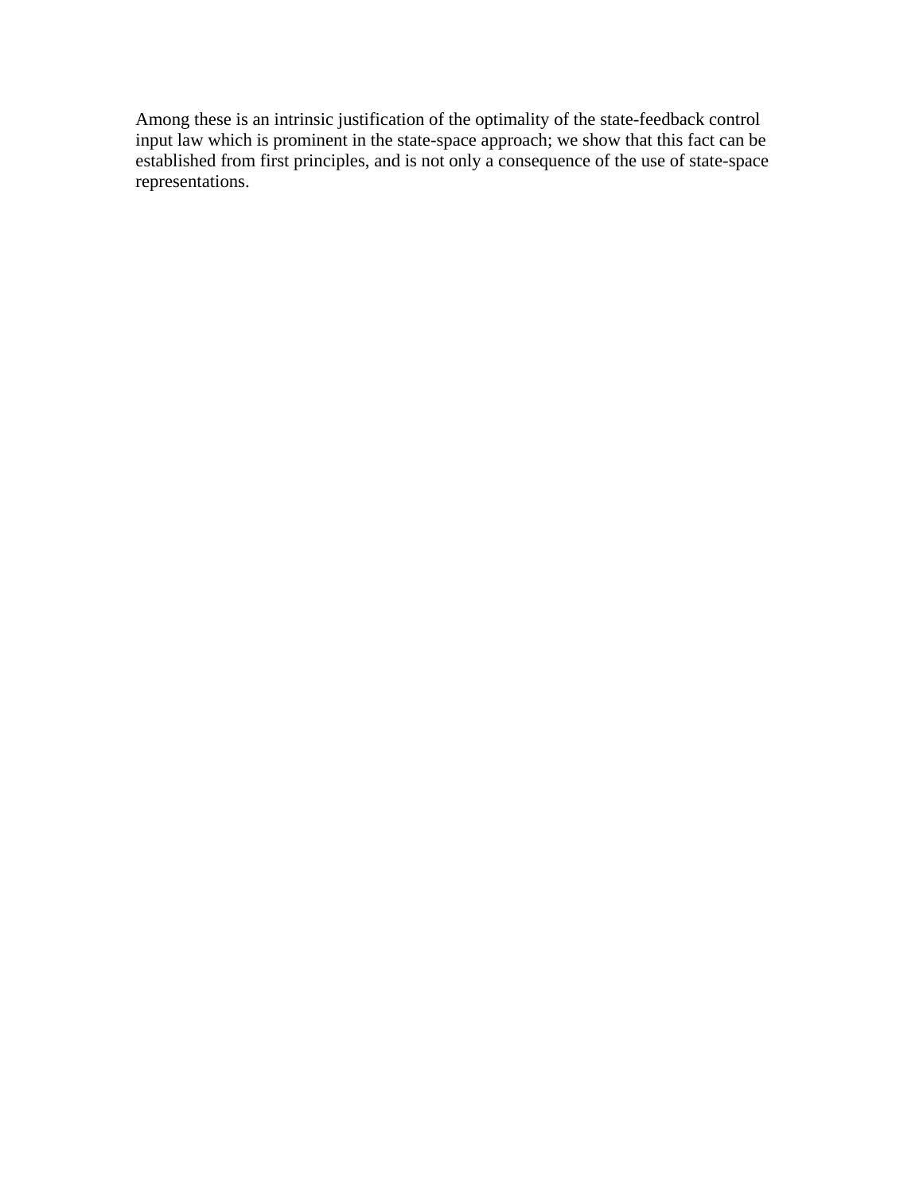Among these is an intrinsic justification of the optimality of the state-feedback control input law which is prominent in the state-space approach; we show that this fact can be established from first principles, and is not only a consequence of the use of state-space representations.